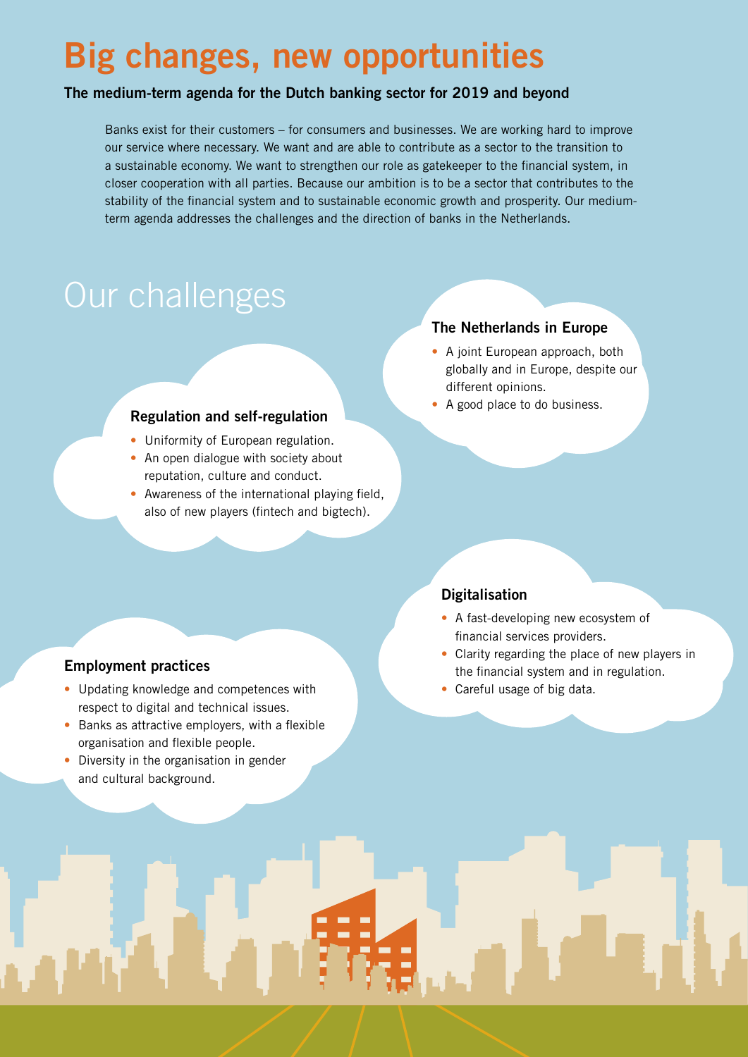# Big changes, new opportunities

**The medium-term agenda for the Dutch banking sector for 2019 and beyond**

Banks exist for their customers – for consumers and businesses. We are working hard to improve our service where necessary. We want and are able to contribute as a sector to the transition to a sustainable economy. We want to strengthen our role as gatekeeper to the financial system, in closer cooperation with all parties. Because our ambition is to be a sector that contributes to the stability of the financial system and to sustainable economic growth and prosperity. Our medium-term agenda addresses the challenges and the direction of banks in the Netherlands.

## Our challenges

### Regulation and self-regulation

- Uniformity of European regulation.
- An open dialogue with society about reputation, culture and conduct.
- Awareness of the international playing field, also of new players (fintech and bigtech).

### The Netherlands in Europe

- A joint European approach, both globally and in Europe, despite our different opinions.
- A good place to do business.

### Employment practices

- Updating knowledge and competences with respect to digital and technical issues.
- Banks as attractive employers, with a flexible organisation and flexible people.
- Diversity in the organisation in gender and cultural background.

### Digitalisation

- A fast-developing new ecosystem of financial services providers.
- Clarity regarding the place of new players in the financial system and in regulation.
- Careful usage of big data.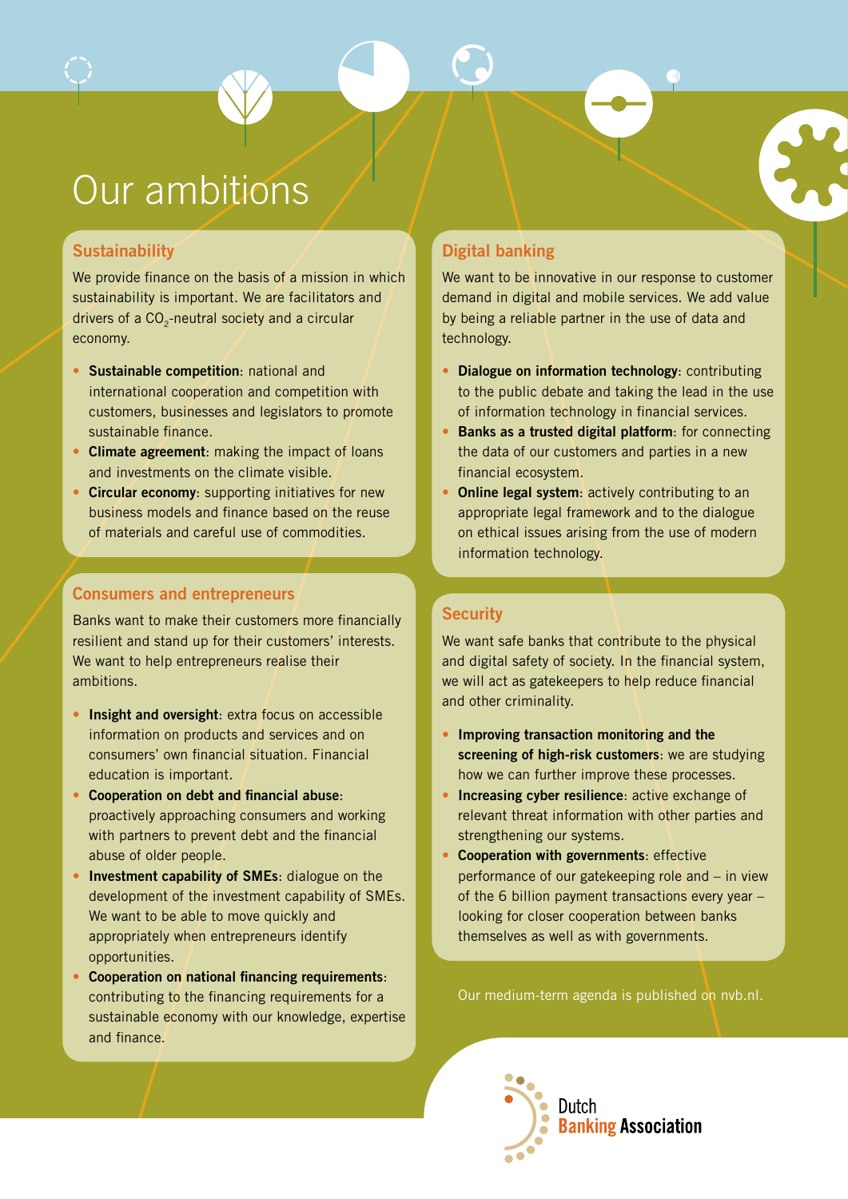# Our ambitions

## Sustainability

We provide finance on the basis of a mission in which sustainability is important. We are facilitators and drivers of a $CO_2$-neutral society and a circular economy.

- **Sustainable competition**: national and international cooperation and competition with customers, businesses and legislators to promote sustainable finance.
- **Climate agreement**: making the impact of loans and investments on the climate visible.
- **Circular economy**: supporting initiatives for new business models and finance based on the reuse of materials and careful use of commodities.

## Consumers and entrepreneurs

Banks want to make their customers more financially resilient and stand up for their customers' interests. We want to help entrepreneurs realise their ambitions.

- **Insight and oversight**: extra focus on accessible information on products and services and on consumers' own financial situation. Financial education is important.
- **Cooperation on debt and financial abuse**: proactively approaching consumers and working with partners to prevent debt and the financial abuse of older people.
- **Investment capability of SMEs**: dialogue on the development of the investment capability of SMEs. We want to be able to move quickly and appropriately when entrepreneurs identify opportunities.
- **Cooperation on national financing requirements**: contributing to the financing requirements for a sustainable economy with our knowledge, expertise and finance.

## Digital banking

We want to be innovative in our response to customer demand in digital and mobile services. We add value by being a reliable partner in the use of data and technology.

- **Dialogue on information technology**: contributing to the public debate and taking the lead in the use of information technology in financial services.
- **Banks as a trusted digital platform**: for connecting the data of our customers and parties in a new financial ecosystem.
- **Online legal system**: actively contributing to an appropriate legal framework and to the dialogue on ethical issues arising from the use of modern information technology.

## Security

We want safe banks that contribute to the physical and digital safety of society. In the financial system, we will act as gatekeepers to help reduce financial and other criminality.

- **Improving transaction monitoring and the screening of high-risk customers**: we are studying how we can further improve these processes.
- **Increasing cyber resilience**: active exchange of relevant threat information with other parties and strengthening our systems.
- **Cooperation with governments**: effective performance of our gatekeeping role and – in view of the 6 billion payment transactions every year – looking for closer cooperation between banks themselves as well as with governments.

Our medium-term agenda is published on nvb.nl.

Dutch Banking Association